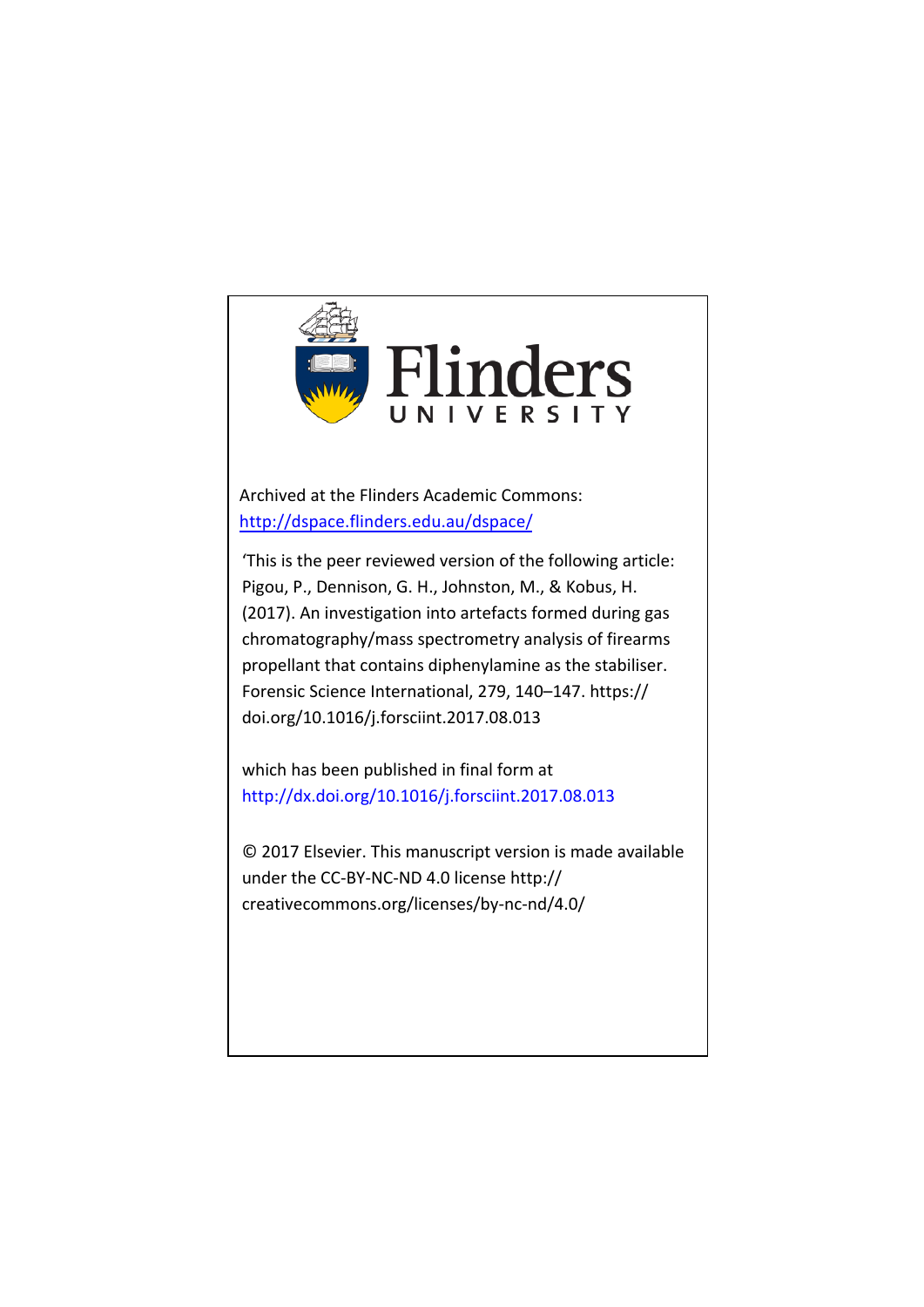Flinders UNIVERSITY

Archived at the Flinders Academic Commons:
http://dspace.flinders.edu.au/dspace/

'This is the peer reviewed version of the following article: Pigou, P., Dennison, G. H., Johnston, M., & Kobus, H. (2017). An investigation into artefacts formed during gas chromatography/mass spectrometry analysis of firearms propellant that contains diphenylamine as the stabiliser. Forensic Science International, 279, 140–147. https://doi.org/10.1016/j.forsciint.2017.08.013

which has been published in final form at
http://dx.doi.org/10.1016/j.forsciint.2017.08.013

© 2017 Elsevier. This manuscript version is made available under the CC-BY-NC-ND 4.0 license http://creativecommons.org/licenses/by-nc-nd/4.0/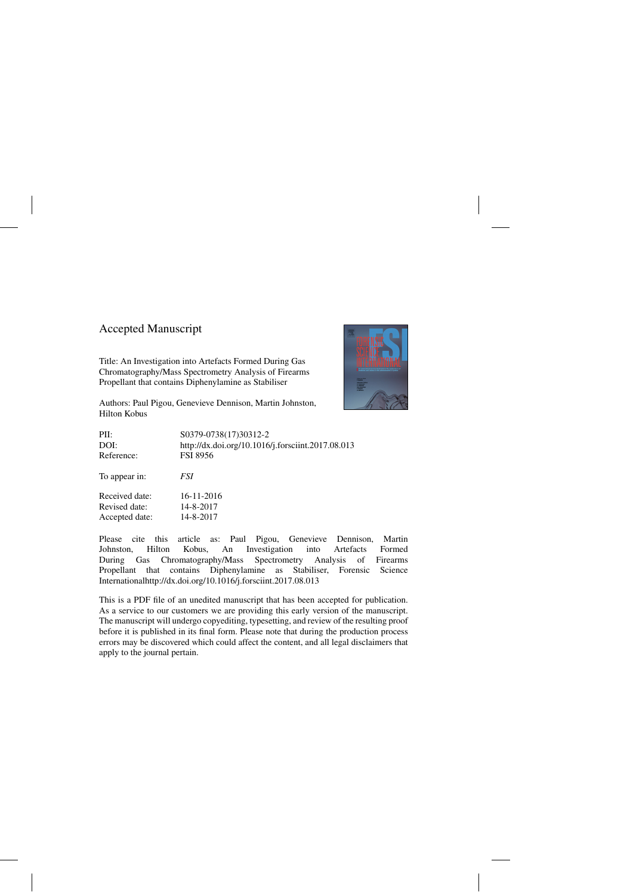Accepted Manuscript

Title: An Investigation into Artefacts Formed During Gas Chromatography/Mass Spectrometry Analysis of Firearms Propellant that contains Diphenylamine as Stabiliser

Authors: Paul Pigou, Genevieve Dennison, Martin Johnston, Hilton Kobus

| | |
|---|---|
| PII: | S0379-0738(17)30312-2 |
| DOI: | http://dx.doi.org/10.1016/j.forsciint.2017.08.013 |
| Reference: | FSI 8956 |
| To appear in: | *FSI* |
| Received date: | 16-11-2016 |
| Revised date: | 14-8-2017 |
| Accepted date: | 14-8-2017 |

Please cite this article as: Paul Pigou, Genevieve Dennison, Martin Johnston, Hilton Kobus, An Investigation into Artefacts Formed During Gas Chromatography/Mass Spectrometry Analysis of Firearms Propellant that contains Diphenylamine as Stabiliser, Forensic Science Internationalhttp://dx.doi.org/10.1016/j.forsciint.2017.08.013

This is a PDF file of an unedited manuscript that has been accepted for publication. As a service to our customers we are providing this early version of the manuscript. The manuscript will undergo copyediting, typesetting, and review of the resulting proof before it is published in its final form. Please note that during the production process errors may be discovered which could affect the content, and all legal disclaimers that apply to the journal pertain.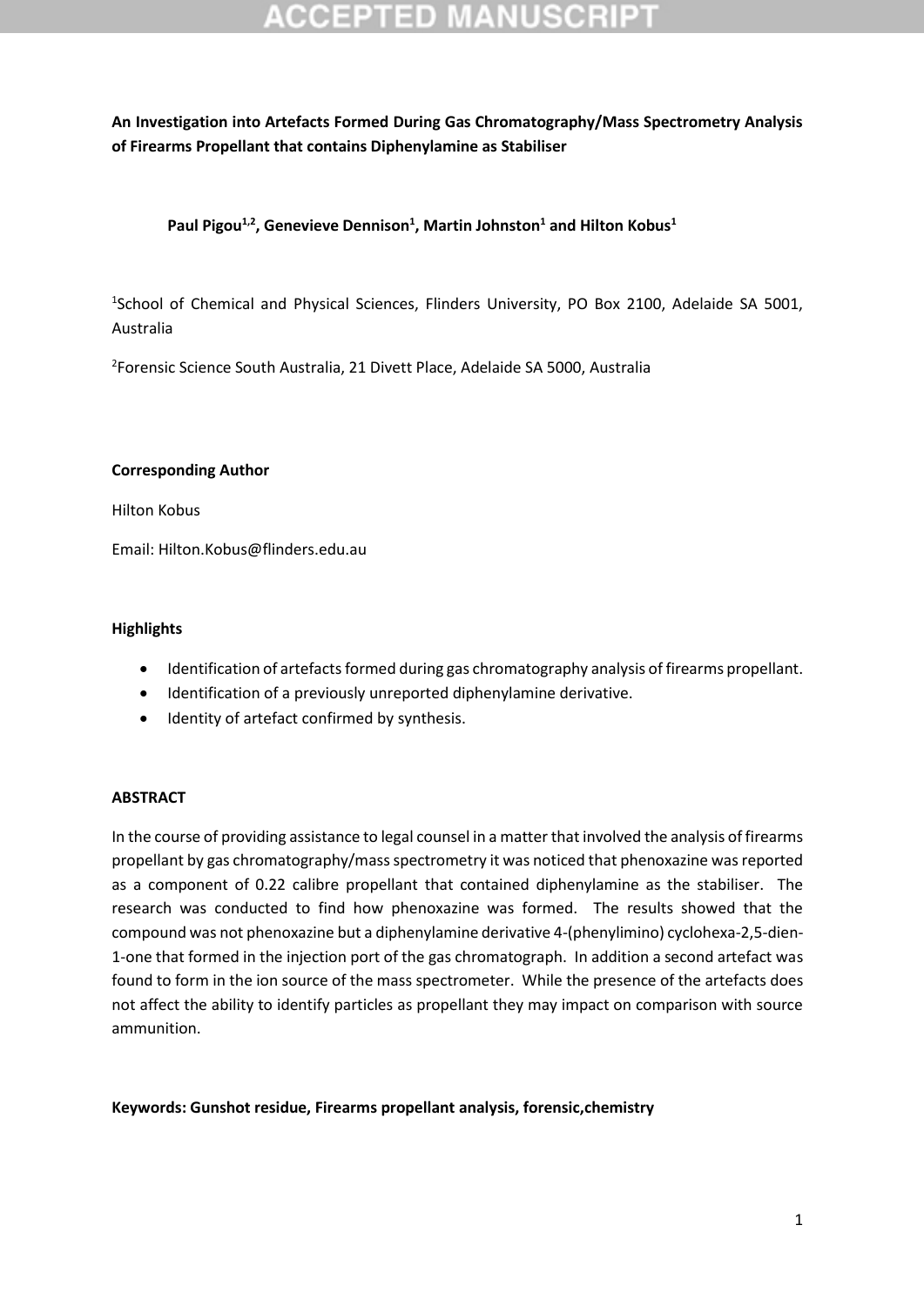**An Investigation into Artefacts Formed During Gas Chromatography/Mass Spectrometry Analysis of Firearms Propellant that contains Diphenylamine as Stabiliser**

**Paul Pigou[1,2], Genevieve Dennison[1], Martin Johnston[1] and Hilton Kobus[1]**

[1]School of Chemical and Physical Sciences, Flinders University, PO Box 2100, Adelaide SA 5001, Australia

[2]Forensic Science South Australia, 21 Divett Place, Adelaide SA 5000, Australia

**Corresponding Author**

Hilton Kobus

Email: Hilton.Kobus@flinders.edu.au

**Highlights**

- Identification of artefacts formed during gas chromatography analysis of firearms propellant.
- Identification of a previously unreported diphenylamine derivative.
- Identity of artefact confirmed by synthesis.

**ABSTRACT**

In the course of providing assistance to legal counsel in a matter that involved the analysis of firearms propellant by gas chromatography/mass spectrometry it was noticed that phenoxazine was reported as a component of 0.22 calibre propellant that contained diphenylamine as the stabiliser. The research was conducted to find how phenoxazine was formed. The results showed that the compound was not phenoxazine but a diphenylamine derivative 4-(phenylimino) cyclohexa-2,5-dien-1-one that formed in the injection port of the gas chromatograph. In addition a second artefact was found to form in the ion source of the mass spectrometer. While the presence of the artefacts does not affect the ability to identify particles as propellant they may impact on comparison with source ammunition.

**Keywords: Gunshot residue, Firearms propellant analysis, forensic,chemistry**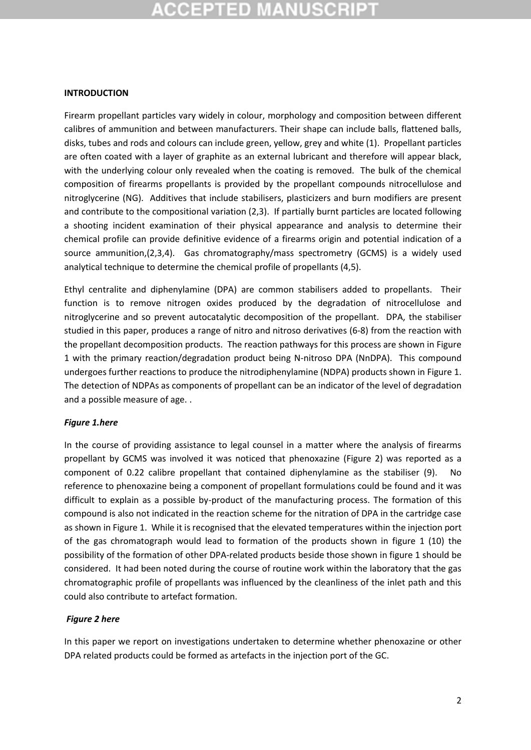## INTRODUCTION

Firearm propellant particles vary widely in colour, morphology and composition between different calibres of ammunition and between manufacturers. Their shape can include balls, flattened balls, disks, tubes and rods and colours can include green, yellow, grey and white (1). Propellant particles are often coated with a layer of graphite as an external lubricant and therefore will appear black, with the underlying colour only revealed when the coating is removed. The bulk of the chemical composition of firearms propellants is provided by the propellant compounds nitrocellulose and nitroglycerine (NG). Additives that include stabilisers, plasticizers and burn modifiers are present and contribute to the compositional variation (2,3). If partially burnt particles are located following a shooting incident examination of their physical appearance and analysis to determine their chemical profile can provide definitive evidence of a firearms origin and potential indication of a source ammunition,(2,3,4). Gas chromatography/mass spectrometry (GCMS) is a widely used analytical technique to determine the chemical profile of propellants (4,5).

Ethyl centralite and diphenylamine (DPA) are common stabilisers added to propellants. Their function is to remove nitrogen oxides produced by the degradation of nitrocellulose and nitroglycerine and so prevent autocatalytic decomposition of the propellant. DPA, the stabiliser studied in this paper, produces a range of nitro and nitroso derivatives (6-8) from the reaction with the propellant decomposition products. The reaction pathways for this process are shown in Figure 1 with the primary reaction/degradation product being N-nitroso DPA (NnDPA). This compound undergoes further reactions to produce the nitrodiphenylamine (NDPA) products shown in Figure 1. The detection of NDPAs as components of propellant can be an indicator of the level of degradation and a possible measure of age. .

***Figure 1.here***

In the course of providing assistance to legal counsel in a matter where the analysis of firearms propellant by GCMS was involved it was noticed that phenoxazine (Figure 2) was reported as a component of 0.22 calibre propellant that contained diphenylamine as the stabiliser (9). No reference to phenoxazine being a component of propellant formulations could be found and it was difficult to explain as a possible by-product of the manufacturing process. The formation of this compound is also not indicated in the reaction scheme for the nitration of DPA in the cartridge case as shown in Figure 1. While it is recognised that the elevated temperatures within the injection port of the gas chromatograph would lead to formation of the products shown in figure 1 (10) the possibility of the formation of other DPA-related products beside those shown in figure 1 should be considered. It had been noted during the course of routine work within the laboratory that the gas chromatographic profile of propellants was influenced by the cleanliness of the inlet path and this could also contribute to artefact formation.

***Figure 2 here***

In this paper we report on investigations undertaken to determine whether phenoxazine or other DPA related products could be formed as artefacts in the injection port of the GC.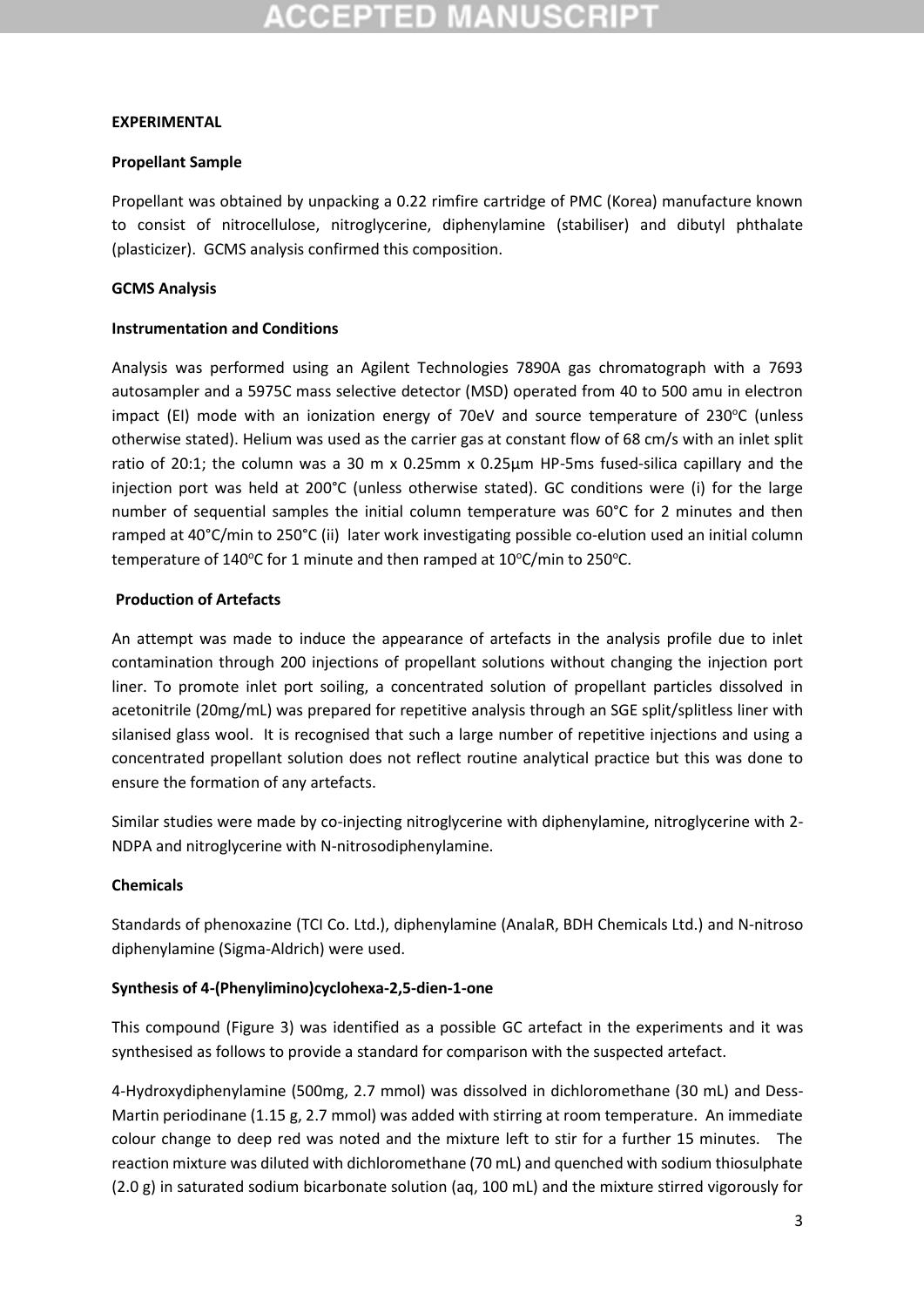## EXPERIMENTAL

### Propellant Sample

Propellant was obtained by unpacking a 0.22 rimfire cartridge of PMC (Korea) manufacture known to consist of nitrocellulose, nitroglycerine, diphenylamine (stabiliser) and dibutyl phthalate (plasticizer). GCMS analysis confirmed this composition.

### GCMS Analysis

#### Instrumentation and Conditions

Analysis was performed using an Agilent Technologies 7890A gas chromatograph with a 7693 autosampler and a 5975C mass selective detector (MSD) operated from 40 to 500 amu in electron impact (EI) mode with an ionization energy of 70eV and source temperature of 230°C (unless otherwise stated). Helium was used as the carrier gas at constant flow of 68 cm/s with an inlet split ratio of 20:1; the column was a 30 m x 0.25mm x 0.25µm HP-5ms fused-silica capillary and the injection port was held at 200°C (unless otherwise stated). GC conditions were (i) for the large number of sequential samples the initial column temperature was 60°C for 2 minutes and then ramped at 40°C/min to 250°C (ii) later work investigating possible co-elution used an initial column temperature of 140°C for 1 minute and then ramped at 10°C/min to 250°C.

#### Production of Artefacts

An attempt was made to induce the appearance of artefacts in the analysis profile due to inlet contamination through 200 injections of propellant solutions without changing the injection port liner. To promote inlet port soiling, a concentrated solution of propellant particles dissolved in acetonitrile (20mg/mL) was prepared for repetitive analysis through an SGE split/splitless liner with silanised glass wool. It is recognised that such a large number of repetitive injections and using a concentrated propellant solution does not reflect routine analytical practice but this was done to ensure the formation of any artefacts.

Similar studies were made by co-injecting nitroglycerine with diphenylamine, nitroglycerine with 2-NDPA and nitroglycerine with N-nitrosodiphenylamine.

### Chemicals

Standards of phenoxazine (TCI Co. Ltd.), diphenylamine (AnalaR, BDH Chemicals Ltd.) and N-nitroso diphenylamine (Sigma-Aldrich) were used.

### Synthesis of 4-(Phenylimino)cyclohexa-2,5-dien-1-one

This compound (Figure 3) was identified as a possible GC artefact in the experiments and it was synthesised as follows to provide a standard for comparison with the suspected artefact.

4-Hydroxydiphenylamine (500mg, 2.7 mmol) was dissolved in dichloromethane (30 mL) and Dess-Martin periodinane (1.15 g, 2.7 mmol) was added with stirring at room temperature. An immediate colour change to deep red was noted and the mixture left to stir for a further 15 minutes. The reaction mixture was diluted with dichloromethane (70 mL) and quenched with sodium thiosulphate (2.0 g) in saturated sodium bicarbonate solution (aq, 100 mL) and the mixture stirred vigorously for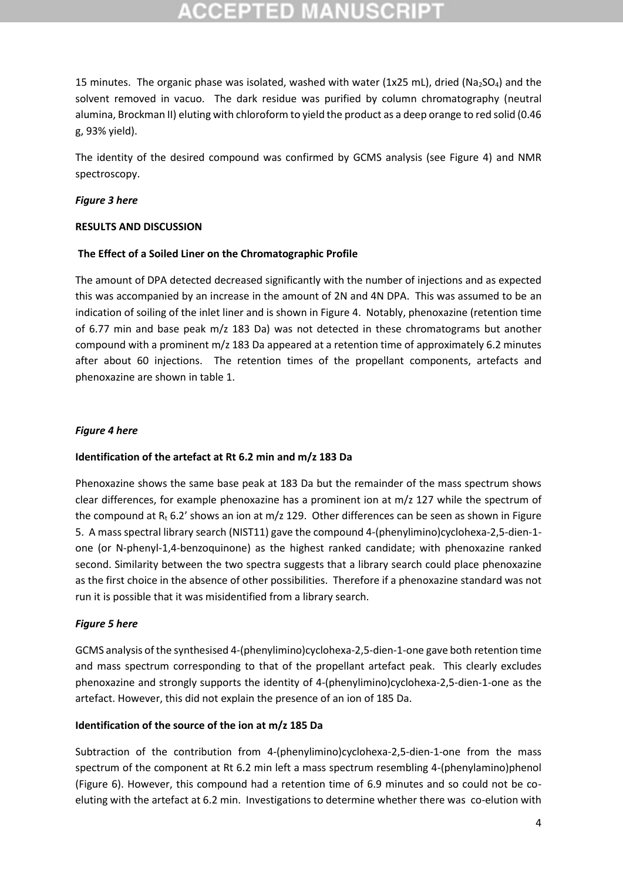15 minutes. The organic phase was isolated, washed with water (1x25 mL), dried ($Na_2SO_4$) and the solvent removed in vacuo. The dark residue was purified by column chromatography (neutral alumina, Brockman II) eluting with chloroform to yield the product as a deep orange to red solid (0.46 g, 93% yield).

The identity of the desired compound was confirmed by GCMS analysis (see Figure 4) and NMR spectroscopy.

***Figure 3 here***

**RESULTS AND DISCUSSION**

**The Effect of a Soiled Liner on the Chromatographic Profile**

The amount of DPA detected decreased significantly with the number of injections and as expected this was accompanied by an increase in the amount of 2N and 4N DPA. This was assumed to be an indication of soiling of the inlet liner and is shown in Figure 4. Notably, phenoxazine (retention time of 6.77 min and base peak m/z 183 Da) was not detected in these chromatograms but another compound with a prominent m/z 183 Da appeared at a retention time of approximately 6.2 minutes after about 60 injections. The retention times of the propellant components, artefacts and phenoxazine are shown in table 1.

***Figure 4 here***

**Identification of the artefact at Rt 6.2 min and m/z 183 Da**

Phenoxazine shows the same base peak at 183 Da but the remainder of the mass spectrum shows clear differences, for example phenoxazine has a prominent ion at m/z 127 while the spectrum of the compound at $R_t$ 6.2' shows an ion at m/z 129. Other differences can be seen as shown in Figure 5. A mass spectral library search (NIST11) gave the compound 4-(phenylimino)cyclohexa-2,5-dien-1-one (or N-phenyl-1,4-benzoquinone) as the highest ranked candidate; with phenoxazine ranked second. Similarity between the two spectra suggests that a library search could place phenoxazine as the first choice in the absence of other possibilities. Therefore if a phenoxazine standard was not run it is possible that it was misidentified from a library search.

***Figure 5 here***

GCMS analysis of the synthesised 4-(phenylimino)cyclohexa-2,5-dien-1-one gave both retention time and mass spectrum corresponding to that of the propellant artefact peak. This clearly excludes phenoxazine and strongly supports the identity of 4-(phenylimino)cyclohexa-2,5-dien-1-one as the artefact. However, this did not explain the presence of an ion of 185 Da.

**Identification of the source of the ion at m/z 185 Da**

Subtraction of the contribution from 4-(phenylimino)cyclohexa-2,5-dien-1-one from the mass spectrum of the component at Rt 6.2 min left a mass spectrum resembling 4-(phenylamino)phenol (Figure 6). However, this compound had a retention time of 6.9 minutes and so could not be co-eluting with the artefact at 6.2 min. Investigations to determine whether there was co-elution with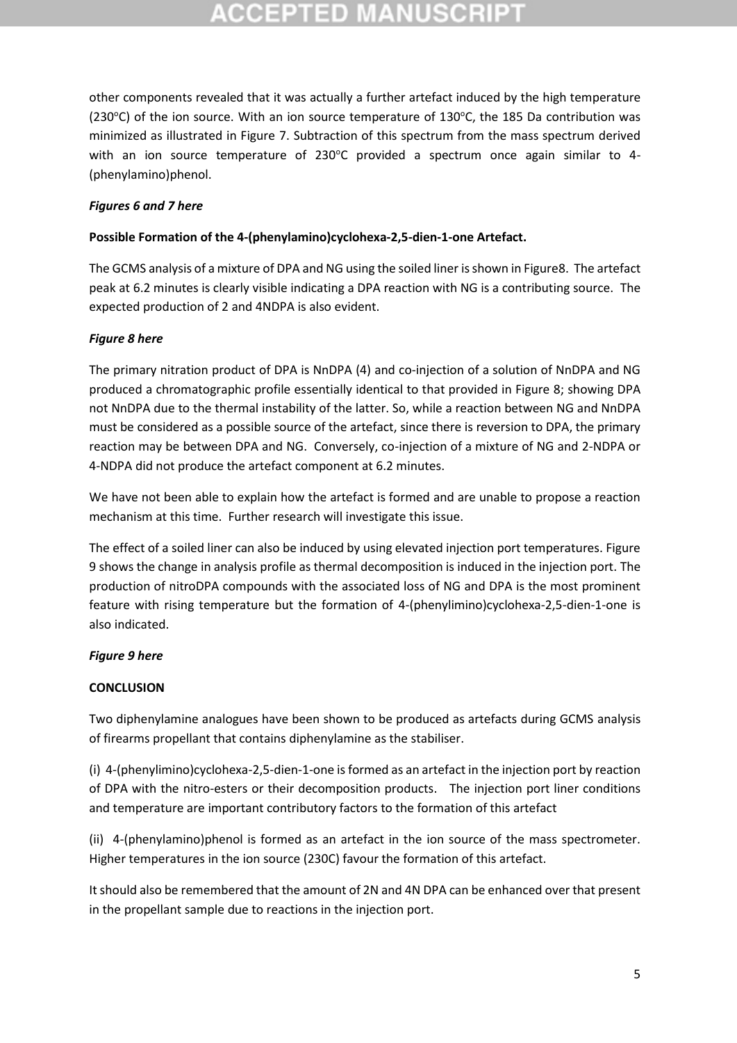other components revealed that it was actually a further artefact induced by the high temperature (230°C) of the ion source. With an ion source temperature of 130°C, the 185 Da contribution was minimized as illustrated in Figure 7. Subtraction of this spectrum from the mass spectrum derived with an ion source temperature of 230°C provided a spectrum once again similar to 4-(phenylamino)phenol.

***Figures 6 and 7 here***

**Possible Formation of the 4-(phenylamino)cyclohexa-2,5-dien-1-one Artefact.**

The GCMS analysis of a mixture of DPA and NG using the soiled liner is shown in Figure8. The artefact peak at 6.2 minutes is clearly visible indicating a DPA reaction with NG is a contributing source. The expected production of 2 and 4NDPA is also evident.

***Figure 8 here***

The primary nitration product of DPA is NnDPA (4) and co-injection of a solution of NnDPA and NG produced a chromatographic profile essentially identical to that provided in Figure 8; showing DPA not NnDPA due to the thermal instability of the latter. So, while a reaction between NG and NnDPA must be considered as a possible source of the artefact, since there is reversion to DPA, the primary reaction may be between DPA and NG. Conversely, co-injection of a mixture of NG and 2-NDPA or 4-NDPA did not produce the artefact component at 6.2 minutes.

We have not been able to explain how the artefact is formed and are unable to propose a reaction mechanism at this time. Further research will investigate this issue.

The effect of a soiled liner can also be induced by using elevated injection port temperatures. Figure 9 shows the change in analysis profile as thermal decomposition is induced in the injection port. The production of nitroDPA compounds with the associated loss of NG and DPA is the most prominent feature with rising temperature but the formation of 4-(phenylimino)cyclohexa-2,5-dien-1-one is also indicated.

***Figure 9 here***

**CONCLUSION**

Two diphenylamine analogues have been shown to be produced as artefacts during GCMS analysis of firearms propellant that contains diphenylamine as the stabiliser.

(i) 4-(phenylimino)cyclohexa-2,5-dien-1-one is formed as an artefact in the injection port by reaction of DPA with the nitro-esters or their decomposition products. The injection port liner conditions and temperature are important contributory factors to the formation of this artefact

(ii) 4-(phenylamino)phenol is formed as an artefact in the ion source of the mass spectrometer. Higher temperatures in the ion source (230C) favour the formation of this artefact.

It should also be remembered that the amount of 2N and 4N DPA can be enhanced over that present in the propellant sample due to reactions in the injection port.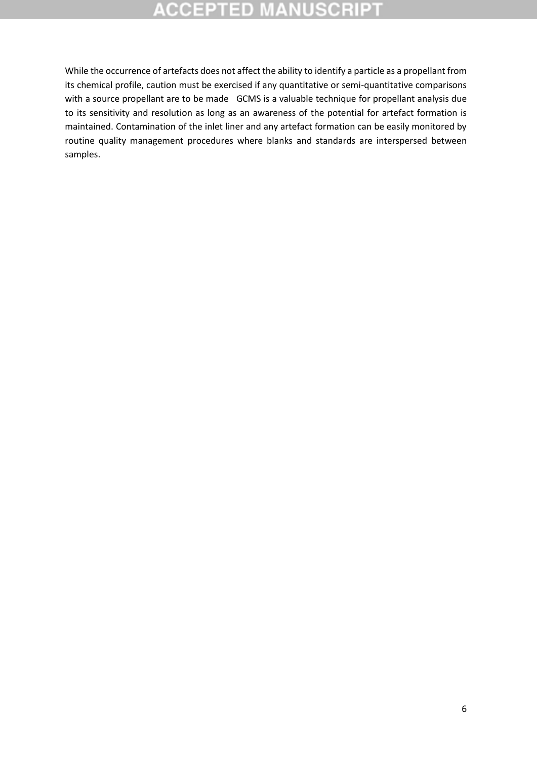While the occurrence of artefacts does not affect the ability to identify a particle as a propellant from its chemical profile, caution must be exercised if any quantitative or semi-quantitative comparisons with a source propellant are to be made GCMS is a valuable technique for propellant analysis due to its sensitivity and resolution as long as an awareness of the potential for artefact formation is maintained. Contamination of the inlet liner and any artefact formation can be easily monitored by routine quality management procedures where blanks and standards are interspersed between samples.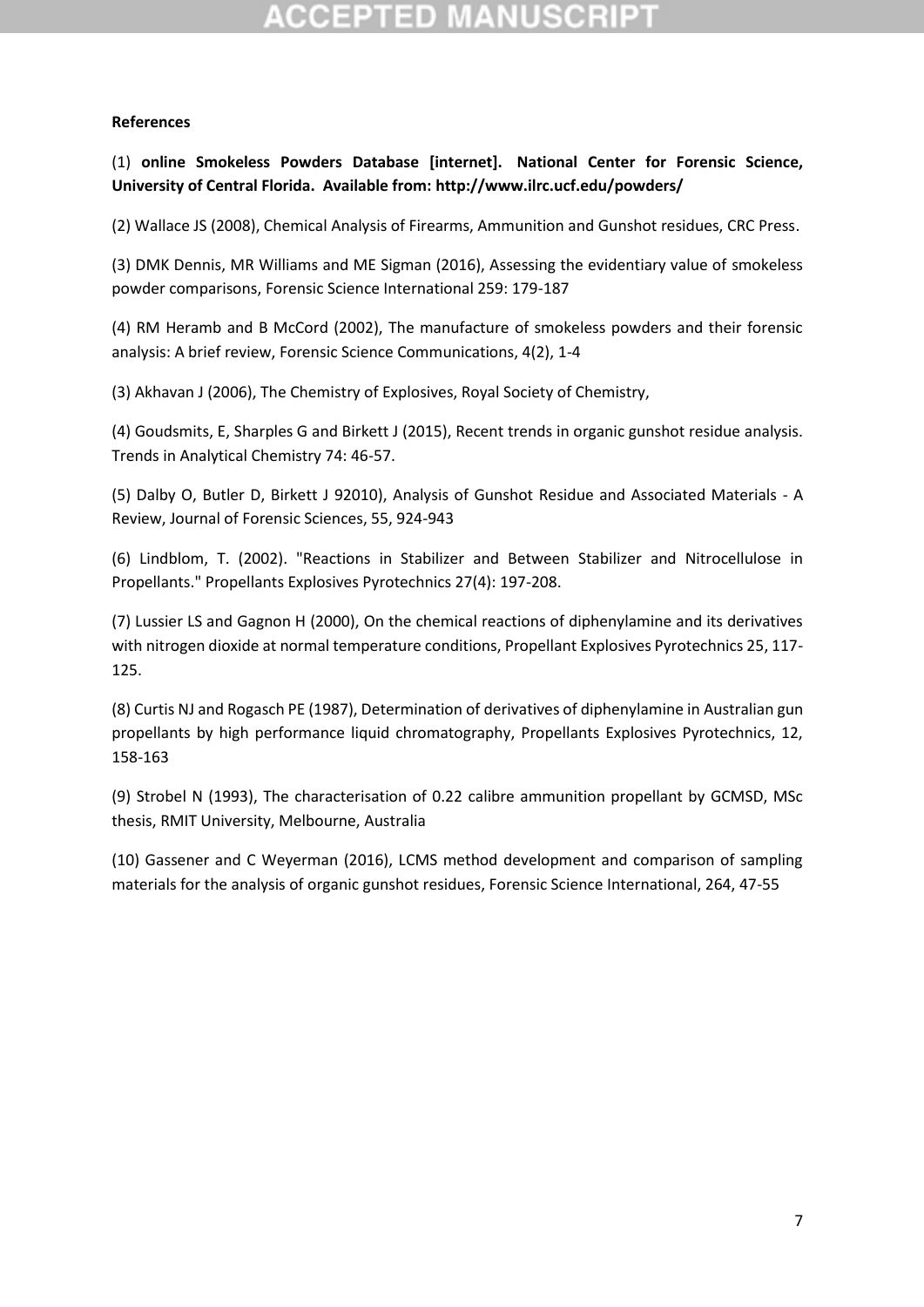**References**

(1) **online Smokeless Powders Database [internet]. National Center for Forensic Science, University of Central Florida. Available from: http://www.ilrc.ucf.edu/powders/**

(2) Wallace JS (2008), Chemical Analysis of Firearms, Ammunition and Gunshot residues, CRC Press.

(3) DMK Dennis, MR Williams and ME Sigman (2016), Assessing the evidentiary value of smokeless powder comparisons, Forensic Science International 259: 179-187

(4) RM Heramb and B McCord (2002), The manufacture of smokeless powders and their forensic analysis: A brief review, Forensic Science Communications, 4(2), 1-4

(3) Akhavan J (2006), The Chemistry of Explosives, Royal Society of Chemistry,

(4) Goudsmits, E, Sharples G and Birkett J (2015), Recent trends in organic gunshot residue analysis. Trends in Analytical Chemistry 74: 46-57.

(5) Dalby O, Butler D, Birkett J 92010), Analysis of Gunshot Residue and Associated Materials - A Review, Journal of Forensic Sciences, 55, 924-943

(6) Lindblom, T. (2002). "Reactions in Stabilizer and Between Stabilizer and Nitrocellulose in Propellants." Propellants Explosives Pyrotechnics 27(4): 197-208.

(7) Lussier LS and Gagnon H (2000), On the chemical reactions of diphenylamine and its derivatives with nitrogen dioxide at normal temperature conditions, Propellant Explosives Pyrotechnics 25, 117-125.

(8) Curtis NJ and Rogasch PE (1987), Determination of derivatives of diphenylamine in Australian gun propellants by high performance liquid chromatography, Propellants Explosives Pyrotechnics, 12, 158-163

(9) Strobel N (1993), The characterisation of 0.22 calibre ammunition propellant by GCMSD, MSc thesis, RMIT University, Melbourne, Australia

(10) Gassener and C Weyerman (2016), LCMS method development and comparison of sampling materials for the analysis of organic gunshot residues, Forensic Science International, 264, 47-55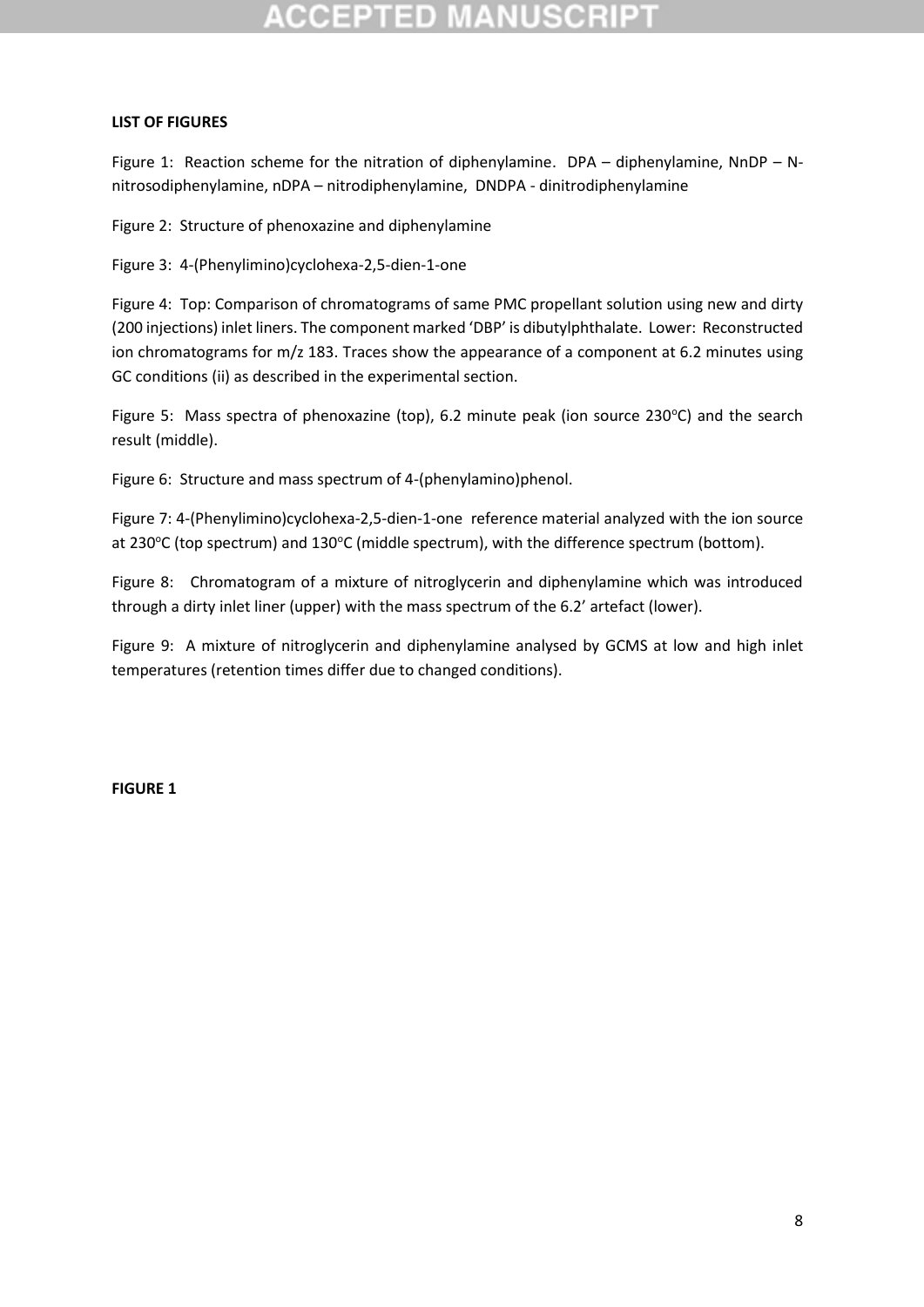**LIST OF FIGURES**

Figure 1: Reaction scheme for the nitration of diphenylamine. DPA – diphenylamine, NnDP – N-nitrosodiphenylamine, nDPA – nitrodiphenylamine, DNDPA - dinitrodiphenylamine

Figure 2: Structure of phenoxazine and diphenylamine

Figure 3: 4-(Phenylimino)cyclohexa-2,5-dien-1-one

Figure 4: Top: Comparison of chromatograms of same PMC propellant solution using new and dirty (200 injections) inlet liners. The component marked 'DBP' is dibutylphthalate. Lower: Reconstructed ion chromatograms for m/z 183. Traces show the appearance of a component at 6.2 minutes using GC conditions (ii) as described in the experimental section.

Figure 5: Mass spectra of phenoxazine (top), 6.2 minute peak (ion source 230°C) and the search result (middle).

Figure 6: Structure and mass spectrum of 4-(phenylamino)phenol.

Figure 7: 4-(Phenylimino)cyclohexa-2,5-dien-1-one reference material analyzed with the ion source at 230°C (top spectrum) and 130°C (middle spectrum), with the difference spectrum (bottom).

Figure 8: Chromatogram of a mixture of nitroglycerin and diphenylamine which was introduced through a dirty inlet liner (upper) with the mass spectrum of the 6.2' artefact (lower).

Figure 9: A mixture of nitroglycerin and diphenylamine analysed by GCMS at low and high inlet temperatures (retention times differ due to changed conditions).

**FIGURE 1**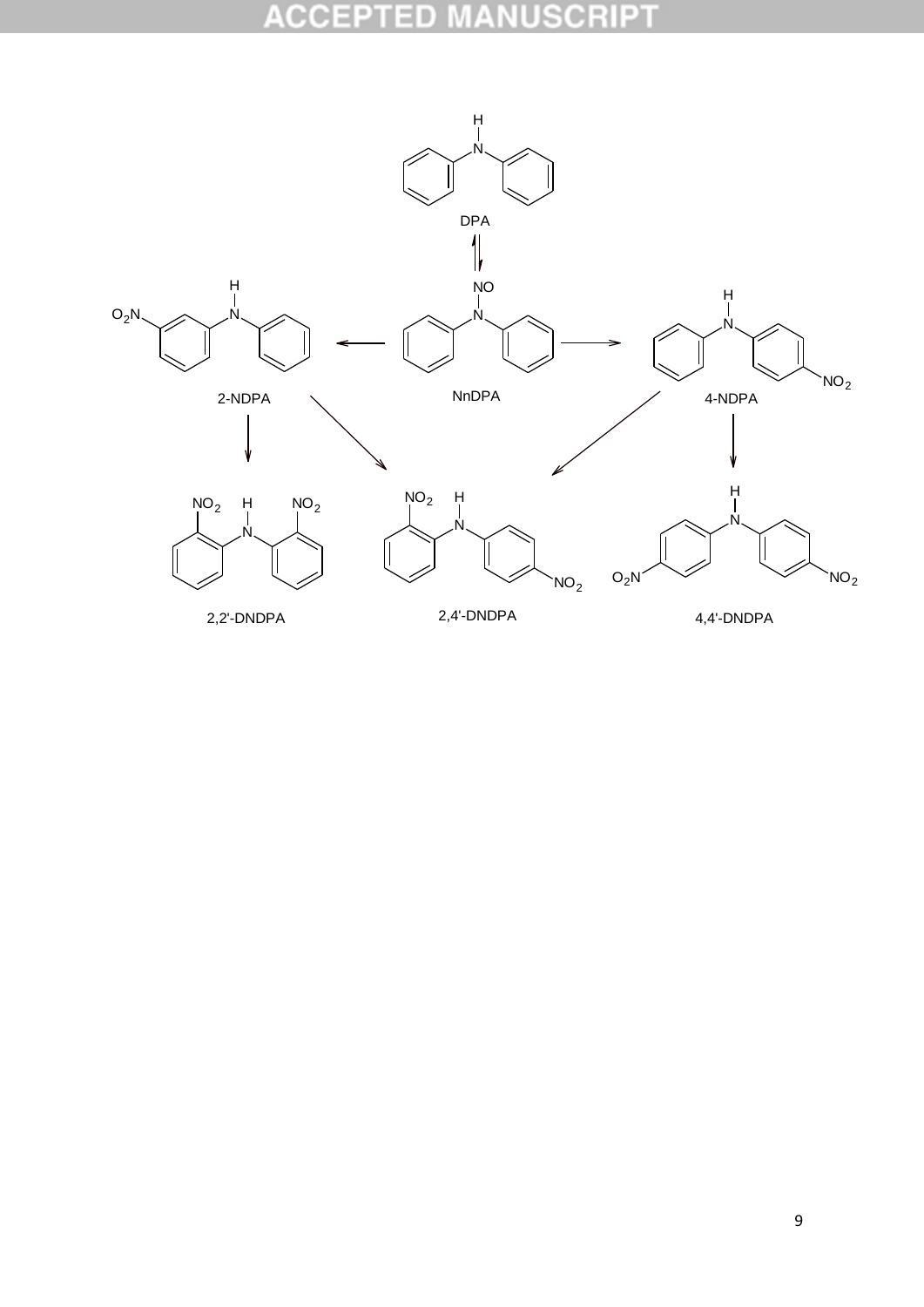DPA

NnDPA

2-NDPA

4-NDPA

2,2'-DNDPA

2,4'-DNDPA

4,4'-DNDPA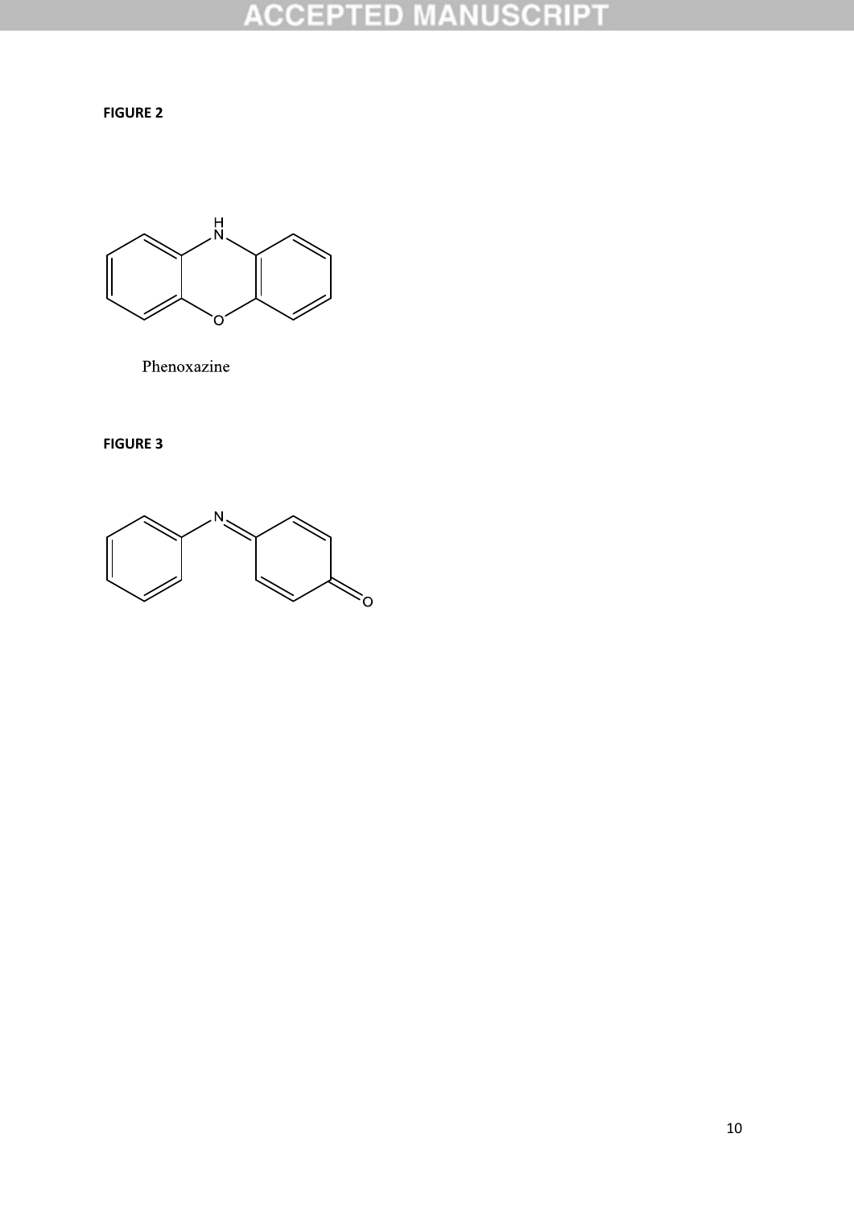**FIGURE 2**

Phenoxazine

**FIGURE 3**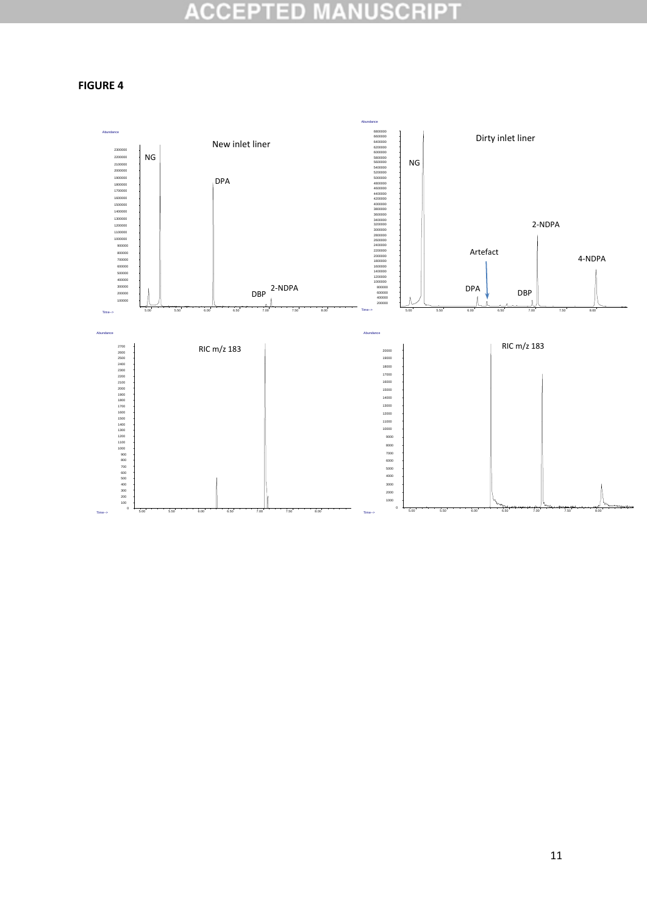**FIGURE 4**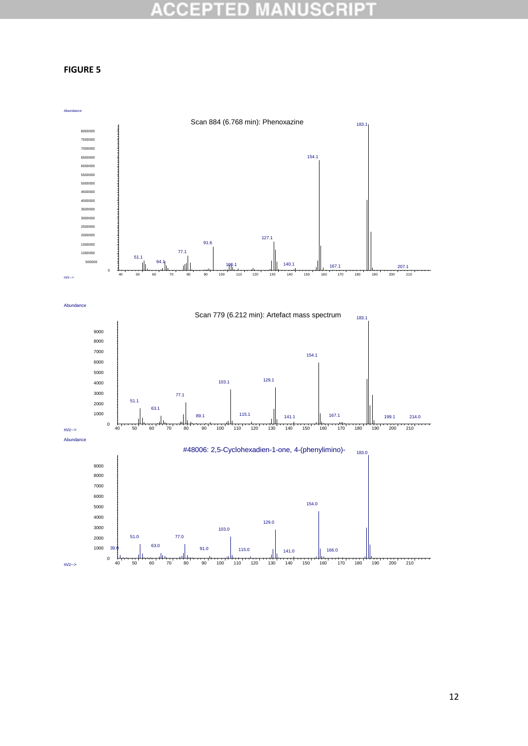**FIGURE 5**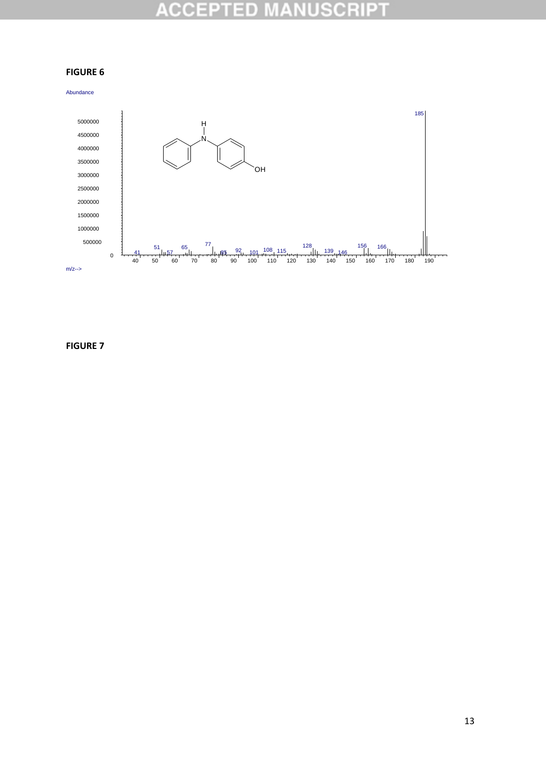**FIGURE 6**

**FIGURE 7**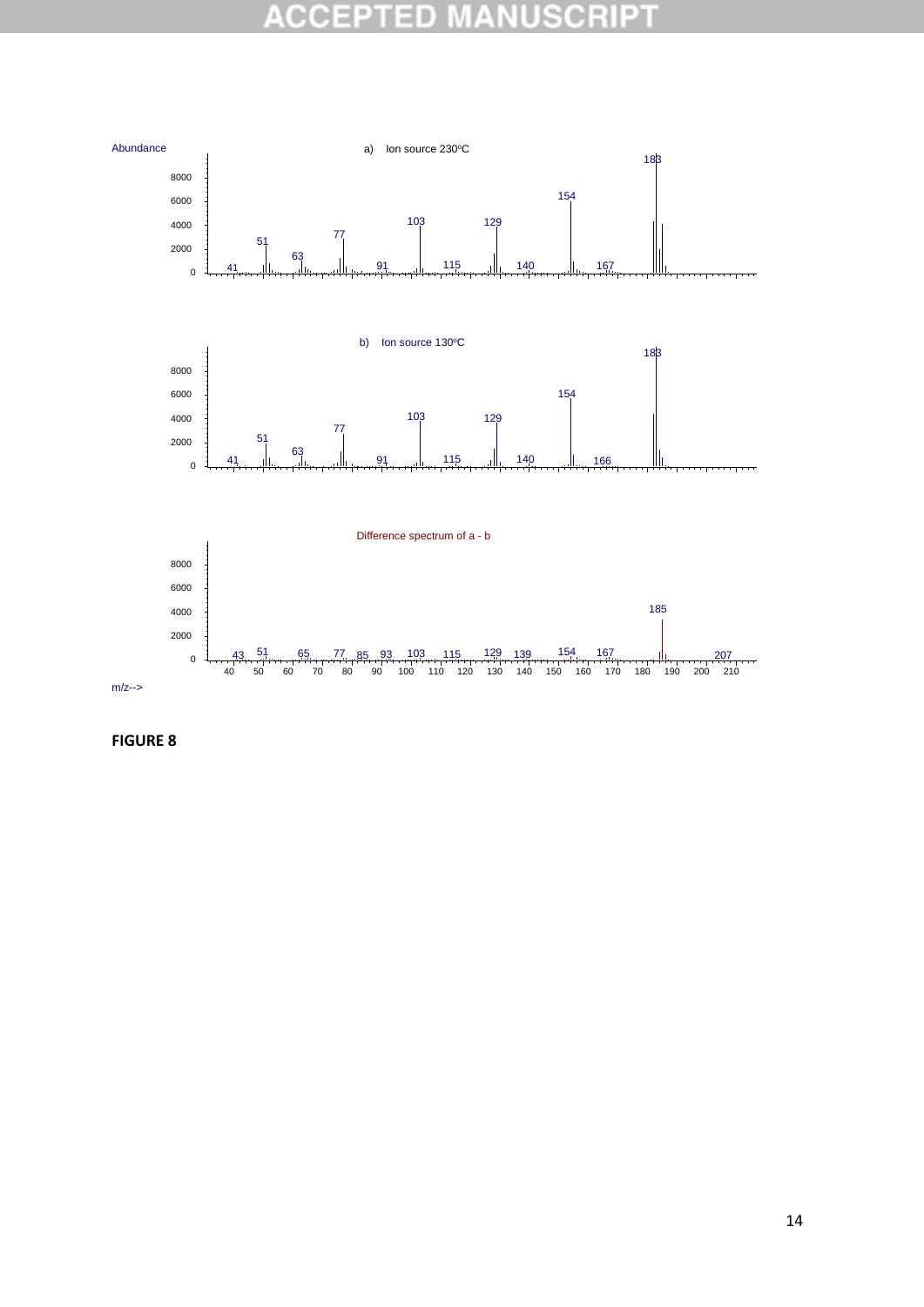Abundance

a) Ion source 230ºC

b) Ion source 130ºC

Difference spectrum of a - b

m/z-->

**FIGURE 8**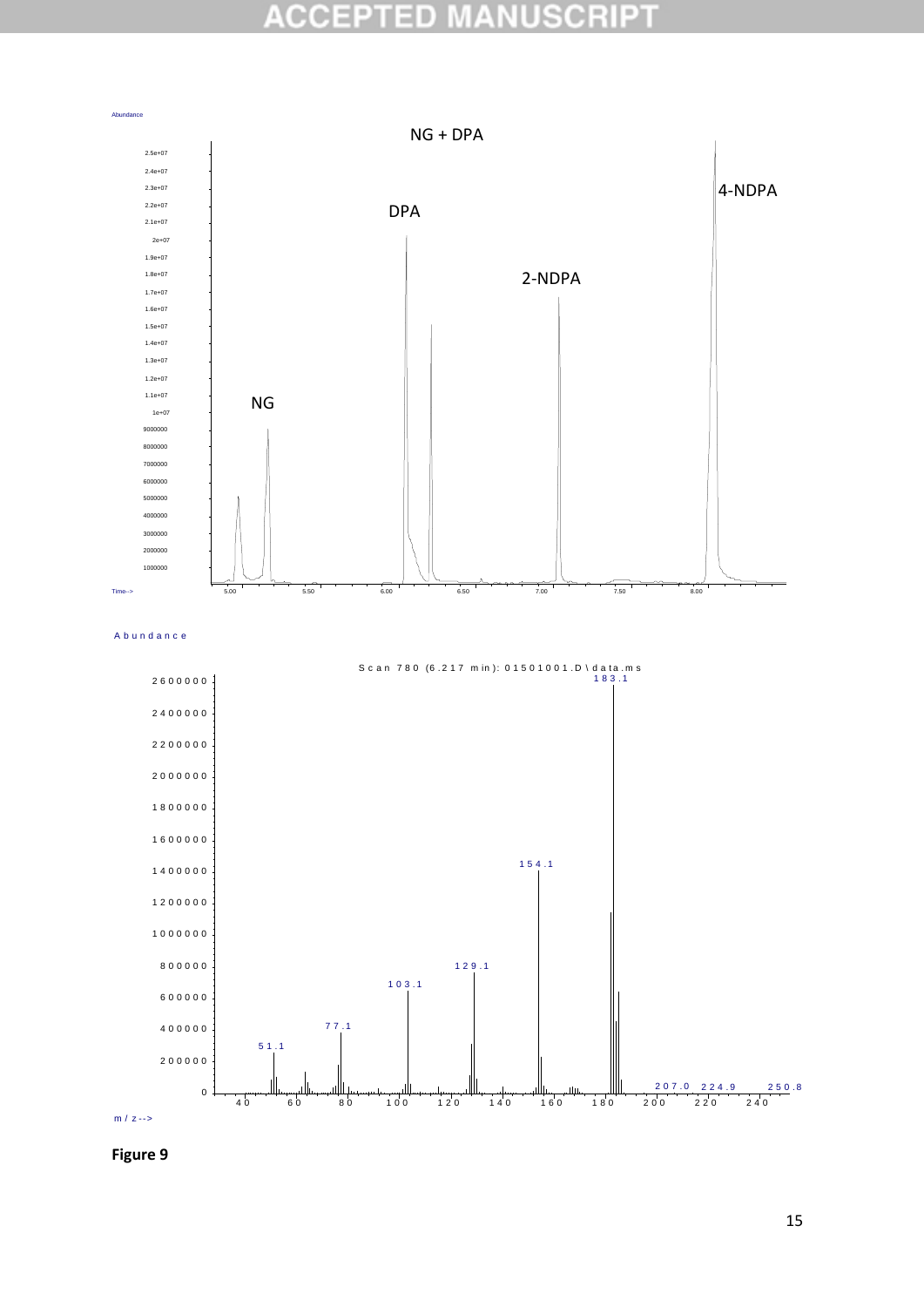**Figure 9**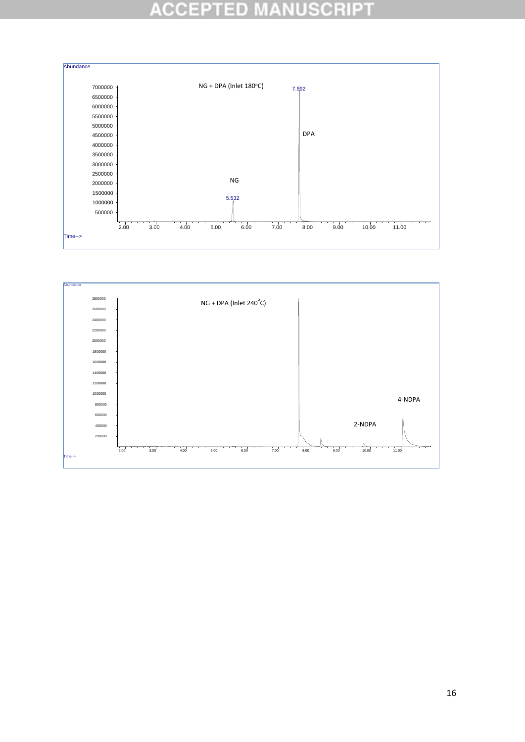NG + DPA (Inlet 180ºC)

Abundance

7000000
6500000
6000000
5500000
5000000
4500000
4000000
3500000
3000000
2500000
2000000
1500000
1000000
500000

7.692 DPA

5.532 NG

Time--> 2.00 3.00 4.00 5.00 6.00 7.00 8.00 9.00 10.00 11.00

NG + DPA (Inlet 240°C)

Abundance

2800000
2600000
2400000
2200000
2000000
1800000
1600000
1400000
1200000
1000000
800000
600000
400000
200000

2-NDPA

4-NDPA

Time--> 2.00 3.00 4.00 5.00 6.00 7.00 8.00 9.00 10.00 11.00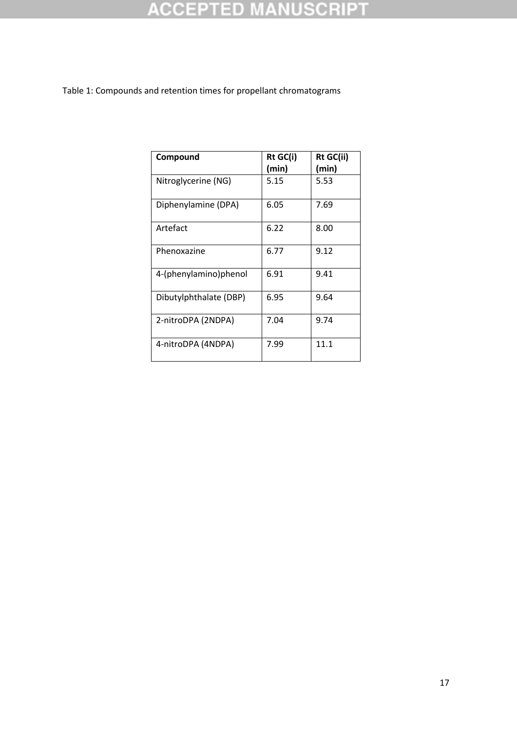Table 1: Compounds and retention times for propellant chromatograms

| **Compound** | **Rt GC(i) (min)** | **Rt GC(ii) (min)** |
|---|---|---|
| Nitroglycerine (NG) | 5.15 | 5.53 |
| Diphenylamine (DPA) | 6.05 | 7.69 |
| Artefact | 6.22 | 8.00 |
| Phenoxazine | 6.77 | 9.12 |
| 4-(phenylamino)phenol | 6.91 | 9.41 |
| Dibutylphthalate (DBP) | 6.95 | 9.64 |
| 2-nitroDPA (2NDPA) | 7.04 | 9.74 |
| 4-nitroDPA (4NDPA) | 7.99 | 11.1 |